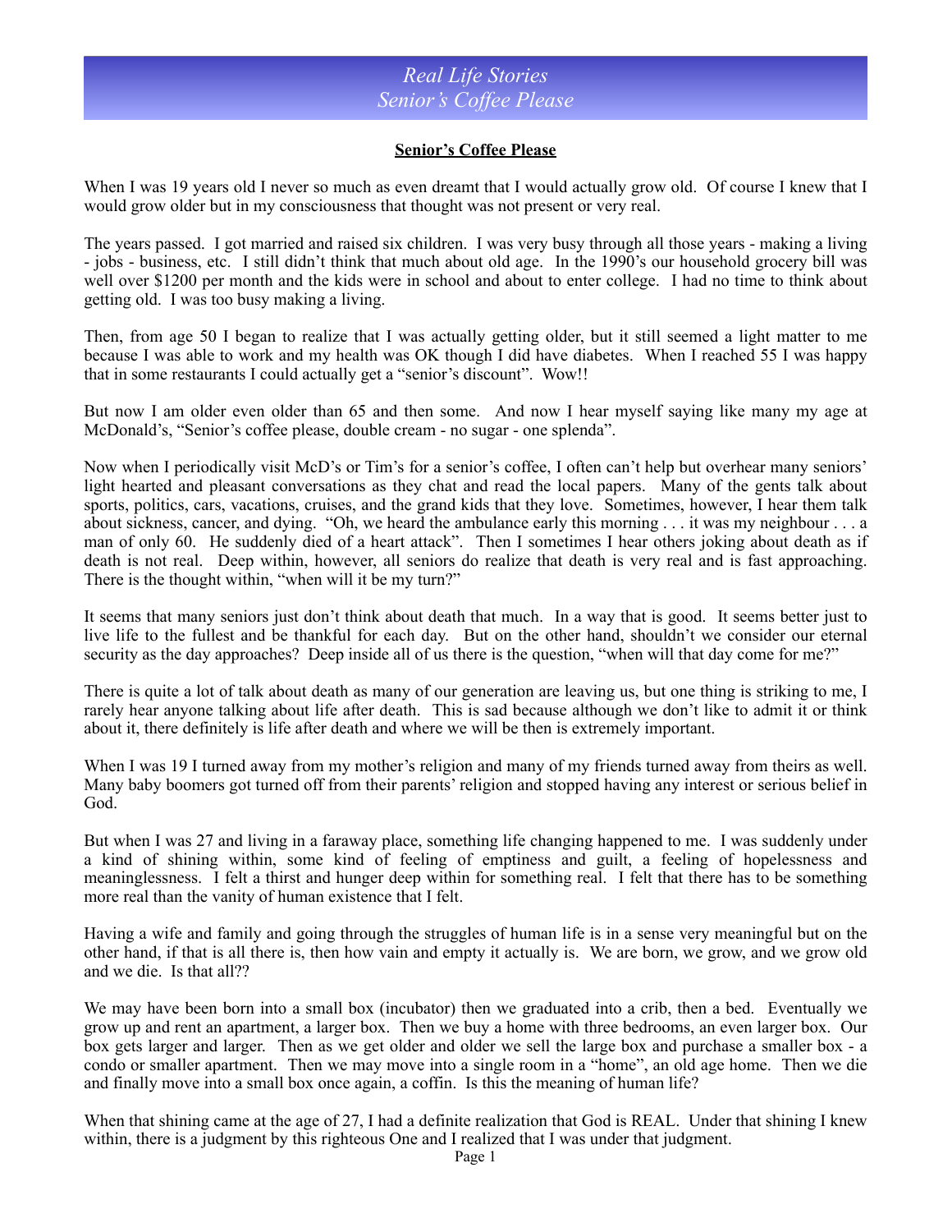## Senior's Coffee Please

When I was 19 years old I never so much as even dreamt that I would actually grow old. Of course I knew that I would grow older but in my consciousness that thought was not present or very real.

The years passed. I got married and raised six children. I was very busy through all those years - making a living - jobs - business, etc. I still didn't think that much about old age. In the 1990's our household grocery bill was well over $1200 per month and the kids were in school and about to enter college. I had no time to think about getting old. I was too busy making a living.

Then, from age 50 I began to realize that I was actually getting older, but it still seemed a light matter to me because I was able to work and my health was OK though I did have diabetes. When I reached 55 I was happy that in some restaurants I could actually get a "senior's discount". Wow!!

But now I am older even older than 65 and then some. And now I hear myself saying like many my age at McDonald's, "Senior's coffee please, double cream - no sugar - one splenda".

Now when I periodically visit McD's or Tim's for a senior's coffee, I often can't help but overhear many seniors' light hearted and pleasant conversations as they chat and read the local papers. Many of the gents talk about sports, politics, cars, vacations, cruises, and the grand kids that they love. Sometimes, however, I hear them talk about sickness, cancer, and dying. "Oh, we heard the ambulance early this morning . . . it was my neighbour . . . a man of only 60. He suddenly died of a heart attack". Then I sometimes I hear others joking about death as if death is not real. Deep within, however, all seniors do realize that death is very real and is fast approaching. There is the thought within, "when will it be my turn?"

It seems that many seniors just don't think about death that much. In a way that is good. It seems better just to live life to the fullest and be thankful for each day. But on the other hand, shouldn't we consider our eternal security as the day approaches? Deep inside all of us there is the question, "when will that day come for me?"

There is quite a lot of talk about death as many of our generation are leaving us, but one thing is striking to me, I rarely hear anyone talking about life after death. This is sad because although we don't like to admit it or think about it, there definitely is life after death and where we will be then is extremely important.

When I was 19 I turned away from my mother's religion and many of my friends turned away from theirs as well. Many baby boomers got turned off from their parents' religion and stopped having any interest or serious belief in God.

But when I was 27 and living in a faraway place, something life changing happened to me. I was suddenly under a kind of shining within, some kind of feeling of emptiness and guilt, a feeling of hopelessness and meaninglessness. I felt a thirst and hunger deep within for something real. I felt that there has to be something more real than the vanity of human existence that I felt.

Having a wife and family and going through the struggles of human life is in a sense very meaningful but on the other hand, if that is all there is, then how vain and empty it actually is. We are born, we grow, and we grow old and we die. Is that all??

We may have been born into a small box (incubator) then we graduated into a crib, then a bed. Eventually we grow up and rent an apartment, a larger box. Then we buy a home with three bedrooms, an even larger box. Our box gets larger and larger. Then as we get older and older we sell the large box and purchase a smaller box - a condo or smaller apartment. Then we may move into a single room in a "home", an old age home. Then we die and finally move into a small box once again, a coffin. Is this the meaning of human life?

When that shining came at the age of 27, I had a definite realization that God is REAL. Under that shining I knew within, there is a judgment by this righteous One and I realized that I was under that judgment.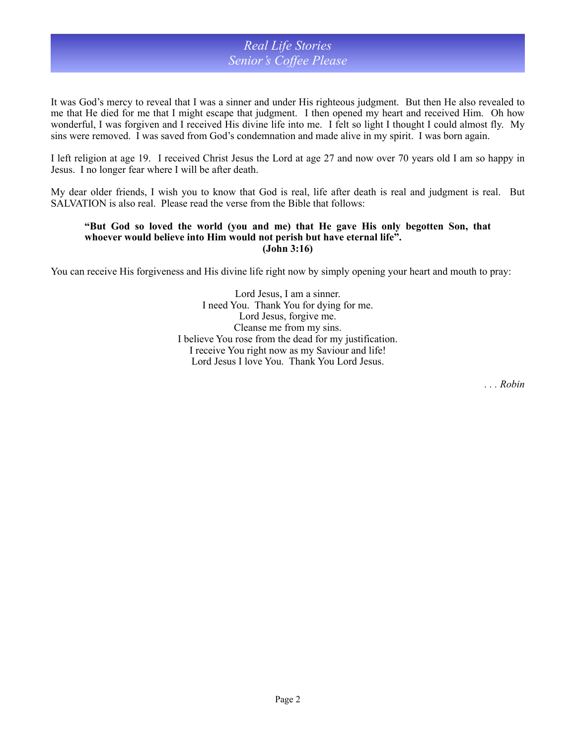*Real Life Stories*
*Senior's Coffee Please*

It was God's mercy to reveal that I was a sinner and under His righteous judgment. But then He also revealed to me that He died for me that I might escape that judgment. I then opened my heart and received Him. Oh how wonderful, I was forgiven and I received His divine life into me. I felt so light I thought I could almost fly. My sins were removed. I was saved from God's condemnation and made alive in my spirit. I was born again.

I left religion at age 19. I received Christ Jesus the Lord at age 27 and now over 70 years old I am so happy in Jesus. I no longer fear where I will be after death.

My dear older friends, I wish you to know that God is real, life after death is real and judgment is real. But SALVATION is also real. Please read the verse from the Bible that follows:

> **"But God so loved the world (you and me) that He gave His only begotten Son, that whoever would believe into Him would not perish but have eternal life".**
> **(John 3:16)**

You can receive His forgiveness and His divine life right now by simply opening your heart and mouth to pray:

Lord Jesus, I am a sinner.
I need You. Thank You for dying for me.
Lord Jesus, forgive me.
Cleanse me from my sins.
I believe You rose from the dead for my justification.
I receive You right now as my Saviour and life!
Lord Jesus I love You. Thank You Lord Jesus.

. . . *Robin*